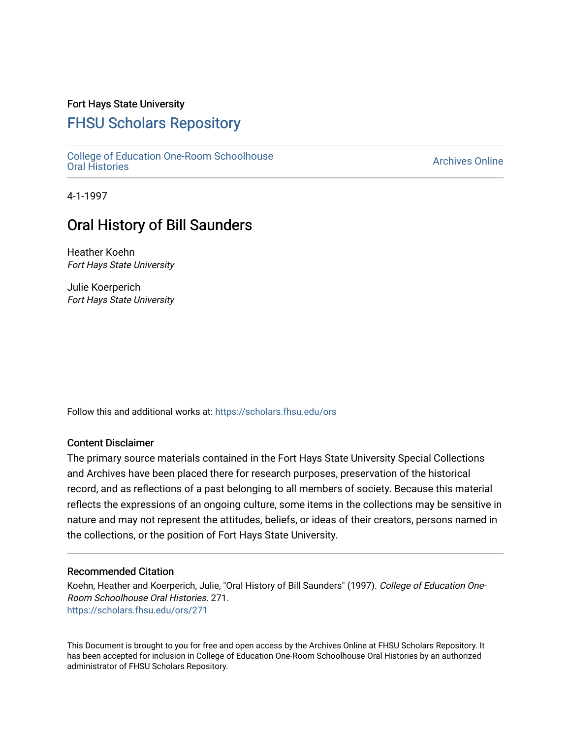Fort Hays State University

# FHSU Scholars Repository

College of Education One-Room Schoolhouse Oral Histories

Archives Online

4-1-1997

## Oral History of Bill Saunders

Heather Koehn
*Fort Hays State University*

Julie Koerperich
*Fort Hays State University*

Follow this and additional works at: https://scholars.fhsu.edu/ors

### Content Disclaimer

The primary source materials contained in the Fort Hays State University Special Collections and Archives have been placed there for research purposes, preservation of the historical record, and as reflections of a past belonging to all members of society. Because this material reflects the expressions of an ongoing culture, some items in the collections may be sensitive in nature and may not represent the attitudes, beliefs, or ideas of their creators, persons named in the collections, or the position of Fort Hays State University.

### Recommended Citation

Koehn, Heather and Koerperich, Julie, "Oral History of Bill Saunders" (1997). *College of Education One-Room Schoolhouse Oral Histories*. 271.
https://scholars.fhsu.edu/ors/271

This Document is brought to you for free and open access by the Archives Online at FHSU Scholars Repository. It has been accepted for inclusion in College of Education One-Room Schoolhouse Oral Histories by an authorized administrator of FHSU Scholars Repository.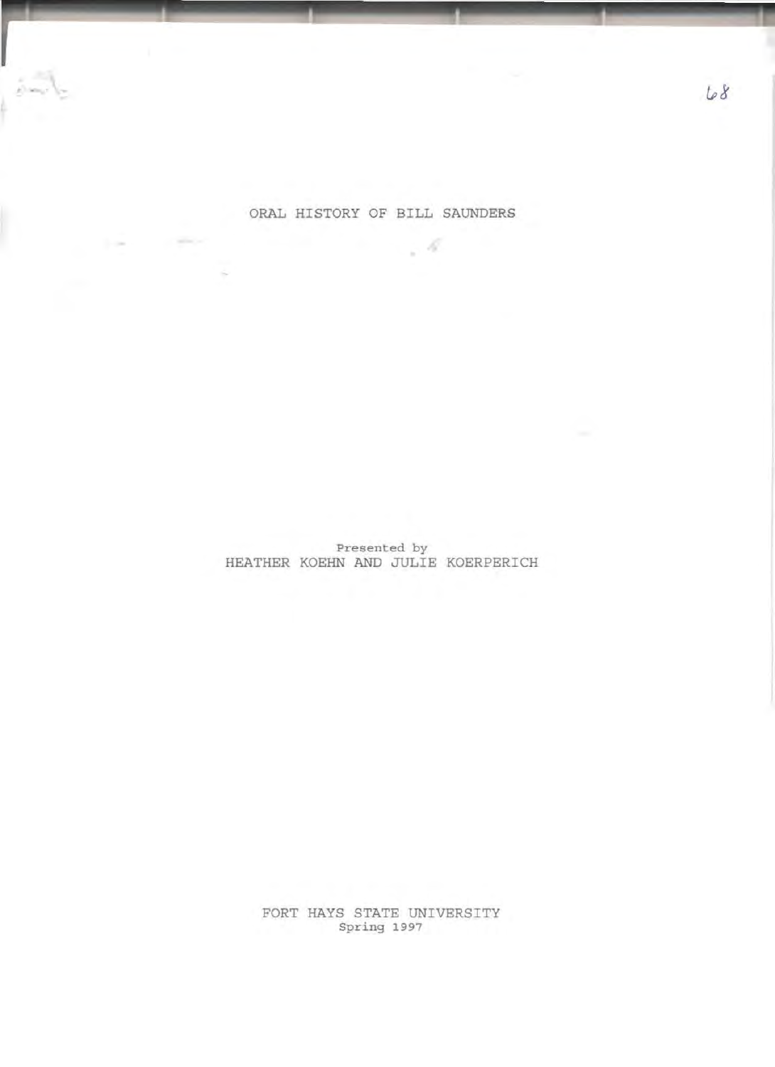# ORAL HISTORY OF BILL SAUNDERS

Presented by
HEATHER KOEHN AND JULIE KOERPERICH

FORT HAYS STATE UNIVERSITY
Spring 1997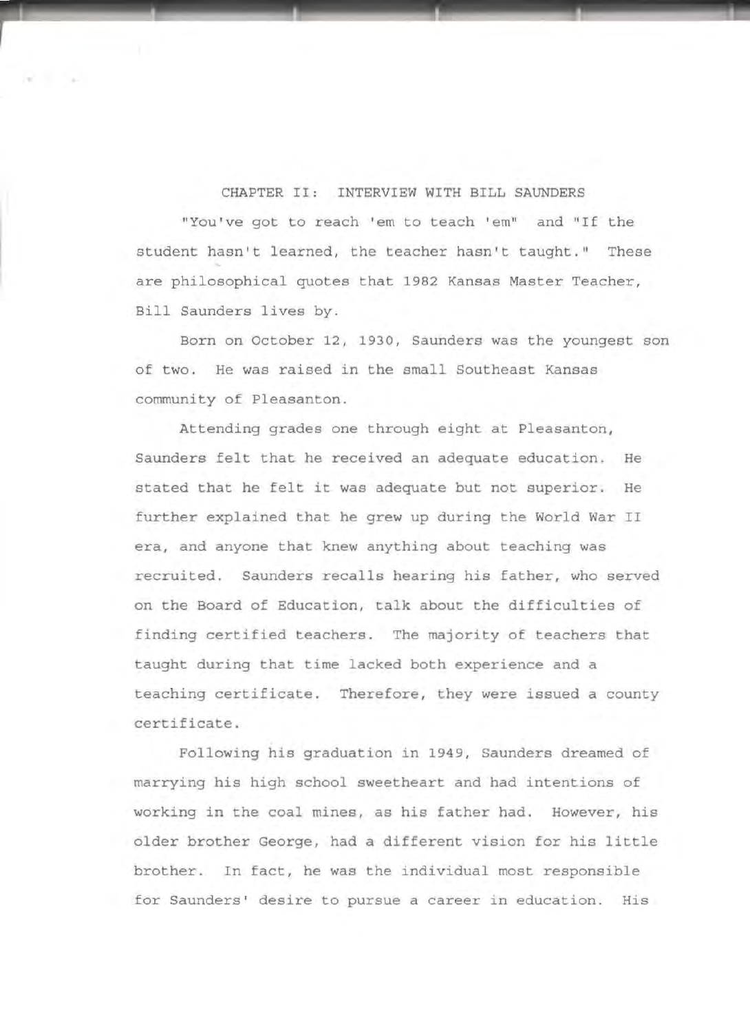## CHAPTER II: INTERVIEW WITH BILL SAUNDERS

"You've got to reach 'em to teach 'em" and "If the student hasn't learned, the teacher hasn't taught." These are philosophical quotes that 1982 Kansas Master Teacher, Bill Saunders lives by.

Born on October 12, 1930, Saunders was the youngest son of two. He was raised in the small Southeast Kansas community of Pleasanton.

Attending grades one through eight at Pleasanton, Saunders felt that he received an adequate education. He stated that he felt it was adequate but not superior. He further explained that he grew up during the World War II era, and anyone that knew anything about teaching was recruited. Saunders recalls hearing his father, who served on the Board of Education, talk about the difficulties of finding certified teachers. The majority of teachers that taught during that time lacked both experience and a teaching certificate. Therefore, they were issued a county certificate.

Following his graduation in 1949, Saunders dreamed of marrying his high school sweetheart and had intentions of working in the coal mines, as his father had. However, his older brother George, had a different vision for his little brother. In fact, he was the individual most responsible for Saunders' desire to pursue a career in education. His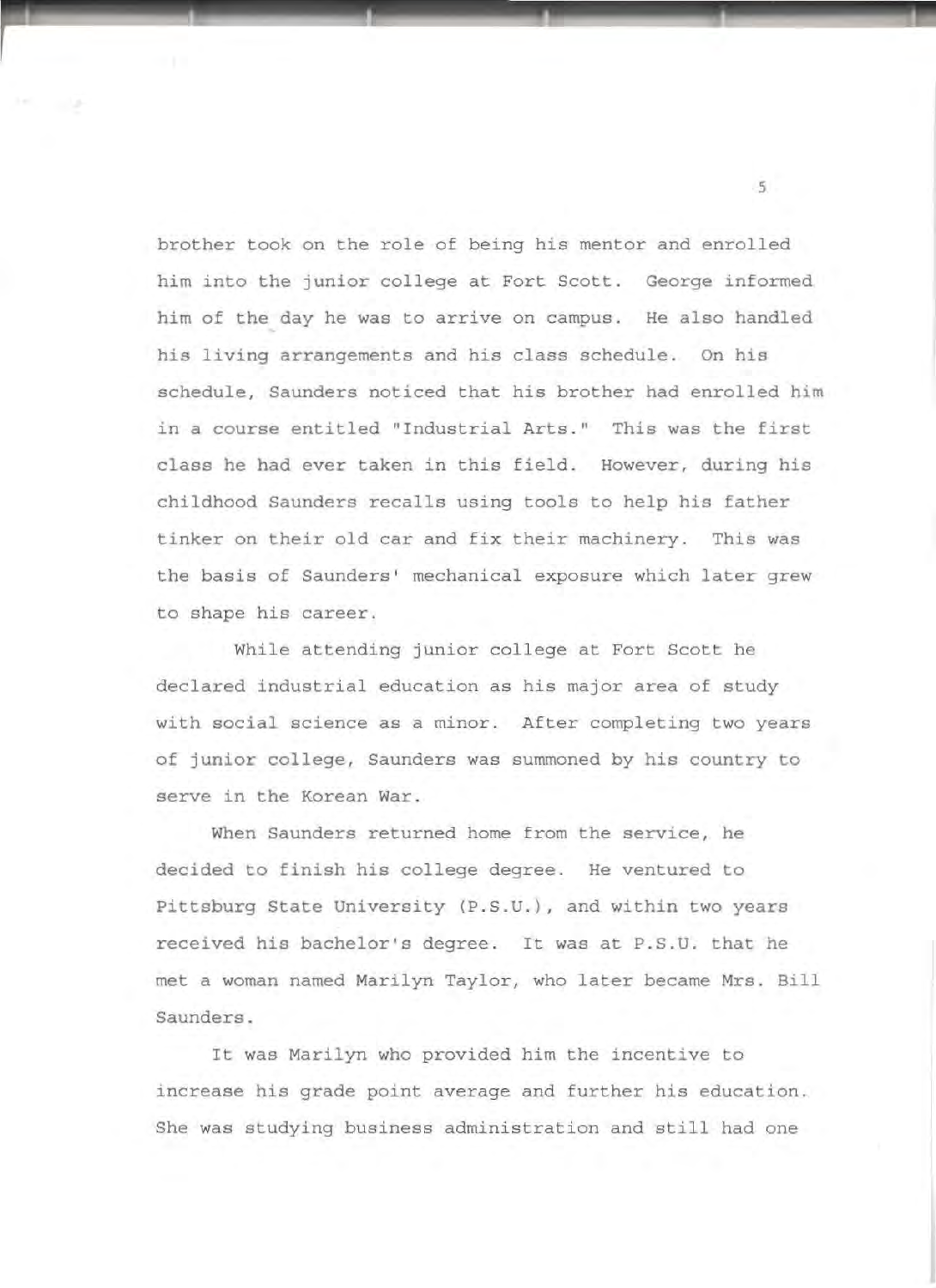brother took on the role of being his mentor and enrolled him into the junior college at Fort Scott. George informed him of the day he was to arrive on campus. He also handled his living arrangements and his class schedule. On his schedule, Saunders noticed that his brother had enrolled him in a course entitled "Industrial Arts." This was the first class he had ever taken in this field. However, during his childhood Saunders recalls using tools to help his father tinker on their old car and fix their machinery. This was the basis of Saunders' mechanical exposure which later grew to shape his career.

While attending junior college at Fort Scott he declared industrial education as his major area of study with social science as a minor. After completing two years of junior college, Saunders was summoned by his country to serve in the Korean War.

When Saunders returned home from the service, he decided to finish his college degree. He ventured to Pittsburg State University (P.S.U.), and within two years received his bachelor's degree. It was at P.S.U. that he met a woman named Marilyn Taylor, who later became Mrs. Bill Saunders.

It was Marilyn who provided him the incentive to increase his grade point average and further his education. She was studying business administration and still had one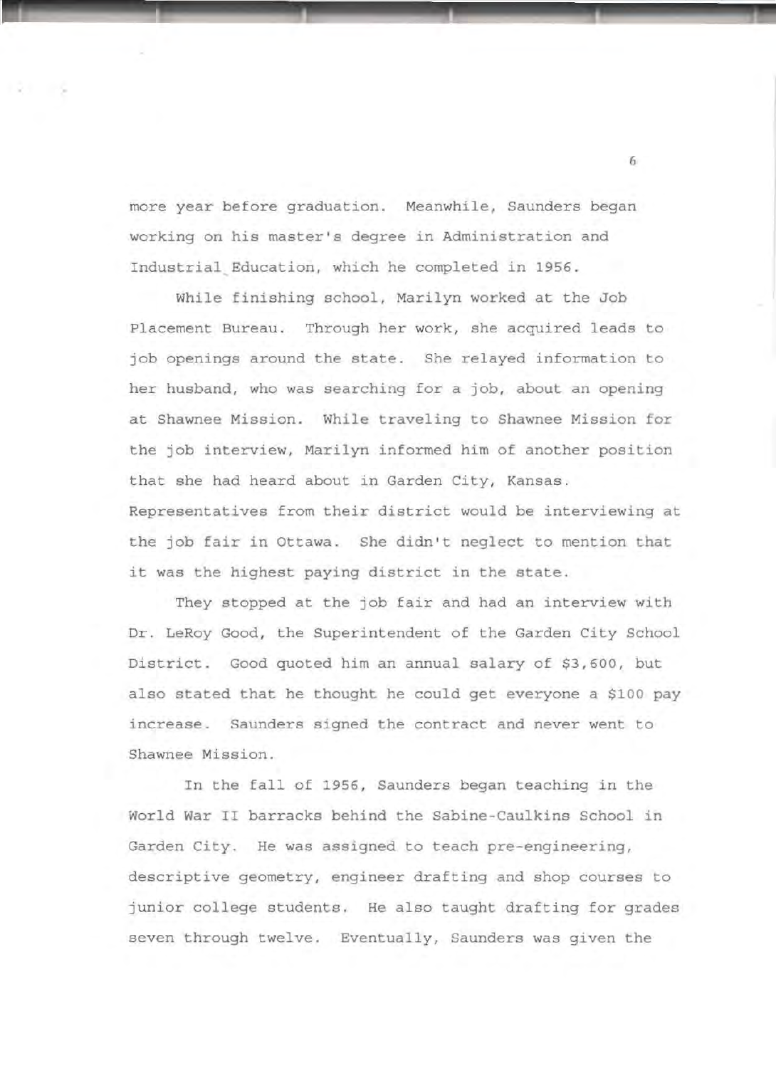more year before graduation. Meanwhile, Saunders began working on his master's degree in Administration and Industrial Education, which he completed in 1956.

While finishing school, Marilyn worked at the Job Placement Bureau. Through her work, she acquired leads to job openings around the state. She relayed information to her husband, who was searching for a job, about an opening at Shawnee Mission. While traveling to Shawnee Mission for the job interview, Marilyn informed him of another position that she had heard about in Garden City, Kansas. Representatives from their district would be interviewing at the job fair in Ottawa. She didn't neglect to mention that it was the highest paying district in the state.

They stopped at the job fair and had an interview with Dr. LeRoy Good, the Superintendent of the Garden City School District. Good quoted him an annual salary of $3,600, but also stated that he thought he could get everyone a $100 pay increase. Saunders signed the contract and never went to Shawnee Mission.

In the fall of 1956, Saunders began teaching in the World War II barracks behind the Sabine-Caulkins School in Garden City. He was assigned to teach pre-engineering, descriptive geometry, engineer drafting and shop courses to junior college students. He also taught drafting for grades seven through twelve. Eventually, Saunders was given the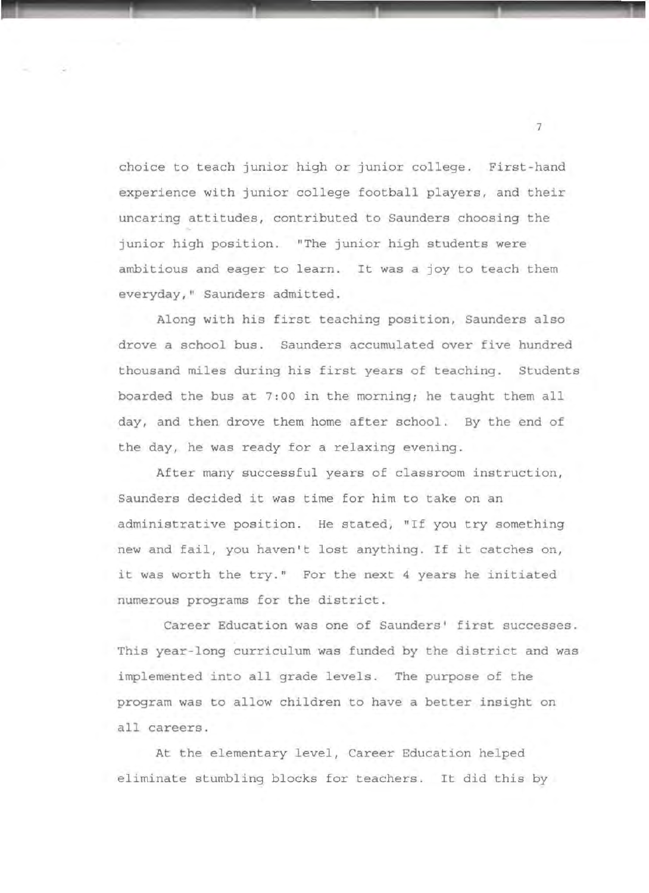choice to teach junior high or junior college. First-hand experience with junior college football players, and their uncaring attitudes, contributed to Saunders choosing the junior high position. "The junior high students were ambitious and eager to learn. It was a joy to teach them everyday," Saunders admitted.

Along with his first teaching position, Saunders also drove a school bus. Saunders accumulated over five hundred thousand miles during his first years of teaching. Students boarded the bus at 7:00 in the morning; he taught them all day, and then drove them home after school. By the end of the day, he was ready for a relaxing evening.

After many successful years of classroom instruction, Saunders decided it was time for him to take on an administrative position. He stated, "If you try something new and fail, you haven't lost anything. If it catches on, it was worth the try." For the next 4 years he initiated numerous programs for the district.

Career Education was one of Saunders' first successes. This year-long curriculum was funded by the district and was implemented into all grade levels. The purpose of the program was to allow children to have a better insight on all careers.

At the elementary level, Career Education helped eliminate stumbling blocks for teachers. It did this by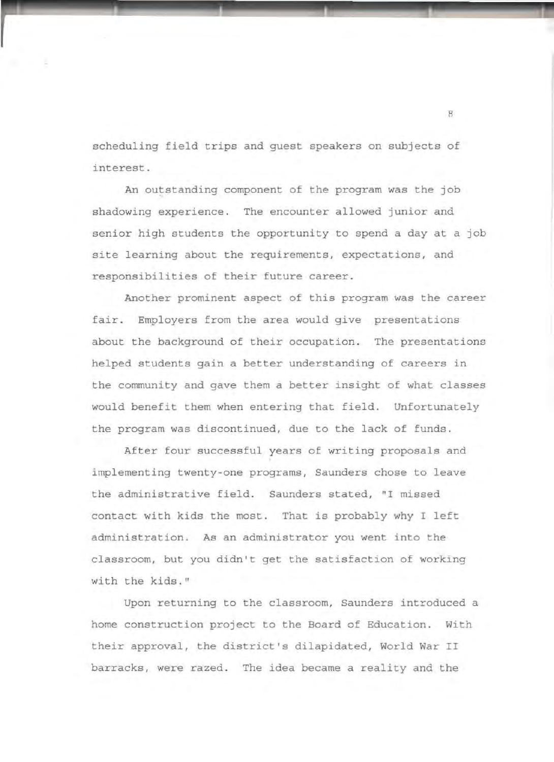scheduling field trips and guest speakers on subjects of interest.

An outstanding component of the program was the job shadowing experience. The encounter allowed junior and senior high students the opportunity to spend a day at a job site learning about the requirements, expectations, and responsibilities of their future career.

Another prominent aspect of this program was the career fair. Employers from the area would give presentations about the background of their occupation. The presentations helped students gain a better understanding of careers in the community and gave them a better insight of what classes would benefit them when entering that field. Unfortunately the program was discontinued, due to the lack of funds.

After four successful years of writing proposals and implementing twenty-one programs, Saunders chose to leave the administrative field. Saunders stated, "I missed contact with kids the most. That is probably why I left administration. As an administrator you went into the classroom, but you didn't get the satisfaction of working with the kids."

Upon returning to the classroom, Saunders introduced a home construction project to the Board of Education. With their approval, the district's dilapidated, World War II barracks, were razed. The idea became a reality and the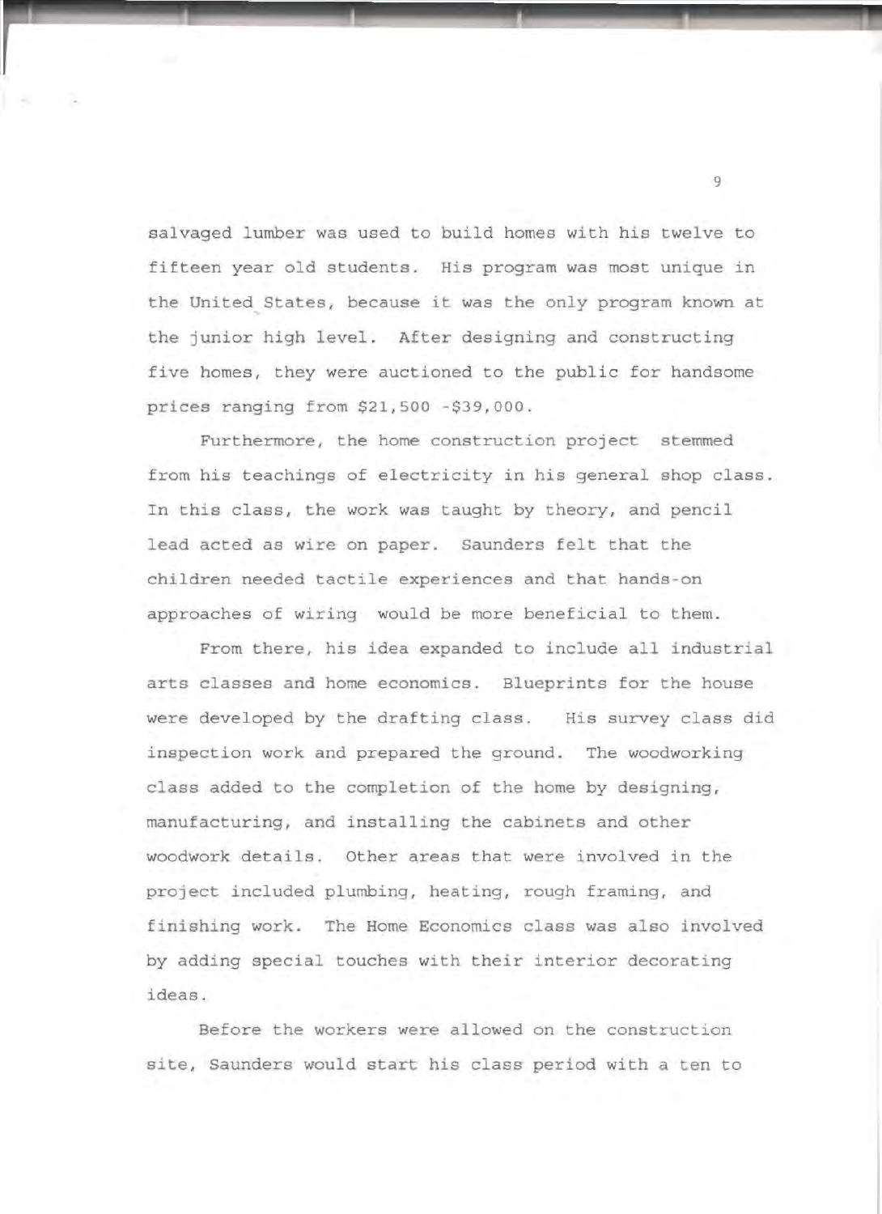salvaged lumber was used to build homes with his twelve to fifteen year old students. His program was most unique in the United States, because it was the only program known at the junior high level. After designing and constructing five homes, they were auctioned to the public for handsome prices ranging from $21,500 -$39,000.

Furthermore, the home construction project stemmed from his teachings of electricity in his general shop class. In this class, the work was taught by theory, and pencil lead acted as wire on paper. Saunders felt that the children needed tactile experiences and that hands-on approaches of wiring would be more beneficial to them.

From there, his idea expanded to include all industrial arts classes and home economics. Blueprints for the house were developed by the drafting class. His survey class did inspection work and prepared the ground. The woodworking class added to the completion of the home by designing, manufacturing, and installing the cabinets and other woodwork details. Other areas that were involved in the project included plumbing, heating, rough framing, and finishing work. The Home Economics class was also involved by adding special touches with their interior decorating ideas.

Before the workers were allowed on the construction site, Saunders would start his class period with a ten to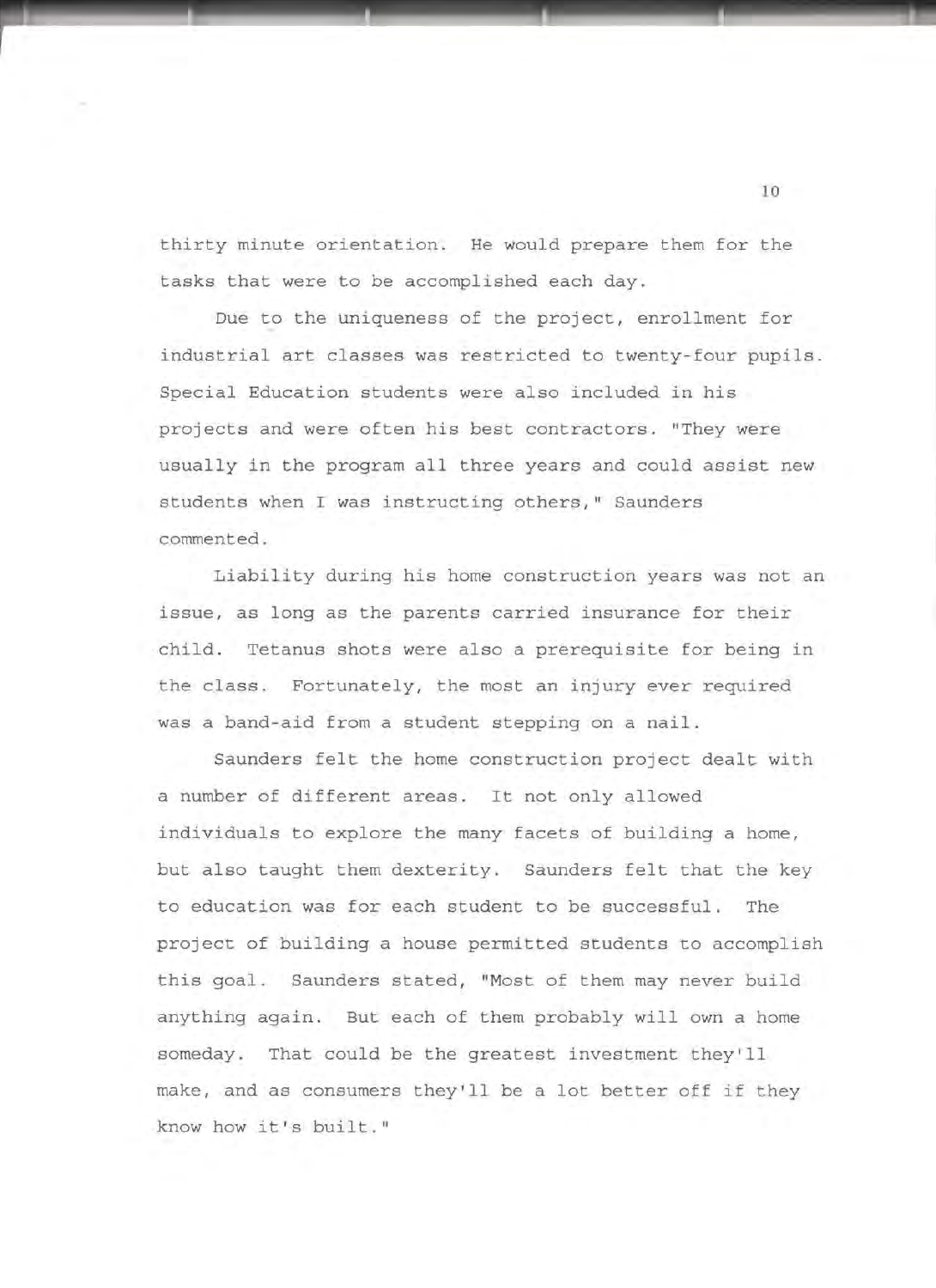thirty minute orientation. He would prepare them for the tasks that were to be accomplished each day.

Due to the uniqueness of the project, enrollment for industrial art classes was restricted to twenty-four pupils. Special Education students were also included in his projects and were often his best contractors. "They were usually in the program all three years and could assist new students when I was instructing others," Saunders commented.

Liability during his home construction years was not an issue, as long as the parents carried insurance for their child. Tetanus shots were also a prerequisite for being in the class. Fortunately, the most an injury ever required was a band-aid from a student stepping on a nail.

Saunders felt the home construction project dealt with a number of different areas. It not only allowed individuals to explore the many facets of building a home, but also taught them dexterity. Saunders felt that the key to education was for each student to be successful. The project of building a house permitted students to accomplish this goal. Saunders stated, "Most of them may never build anything again. But each of them probably will own a home someday. That could be the greatest investment they'll make, and as consumers they'll be a lot better off if they know how it's built."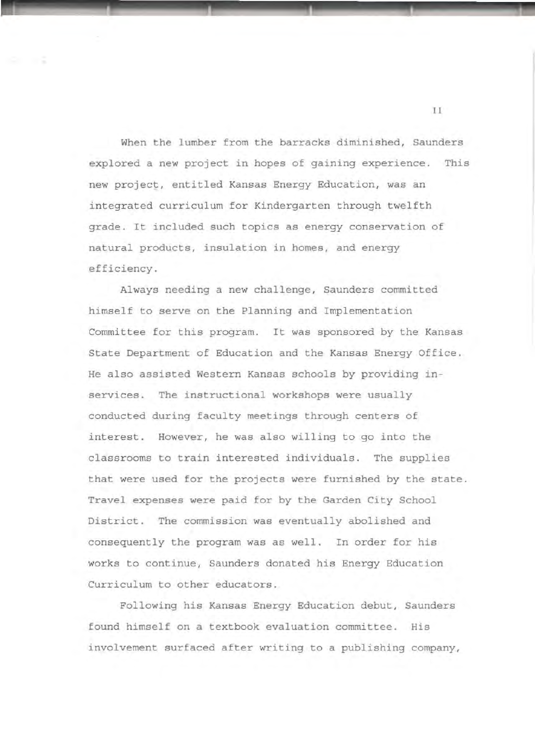When the lumber from the barracks diminished, Saunders explored a new project in hopes of gaining experience. This new project, entitled Kansas Energy Education, was an integrated curriculum for Kindergarten through twelfth grade. It included such topics as energy conservation of natural products, insulation in homes, and energy efficiency.

Always needing a new challenge, Saunders committed himself to serve on the Planning and Implementation Committee for this program. It was sponsored by the Kansas State Department of Education and the Kansas Energy Office. He also assisted Western Kansas schools by providing in-services. The instructional workshops were usually conducted during faculty meetings through centers of interest. However, he was also willing to go into the classrooms to train interested individuals. The supplies that were used for the projects were furnished by the state. Travel expenses were paid for by the Garden City School District. The commission was eventually abolished and consequently the program was as well. In order for his works to continue, Saunders donated his Energy Education Curriculum to other educators.

Following his Kansas Energy Education debut, Saunders found himself on a textbook evaluation committee. His involvement surfaced after writing to a publishing company,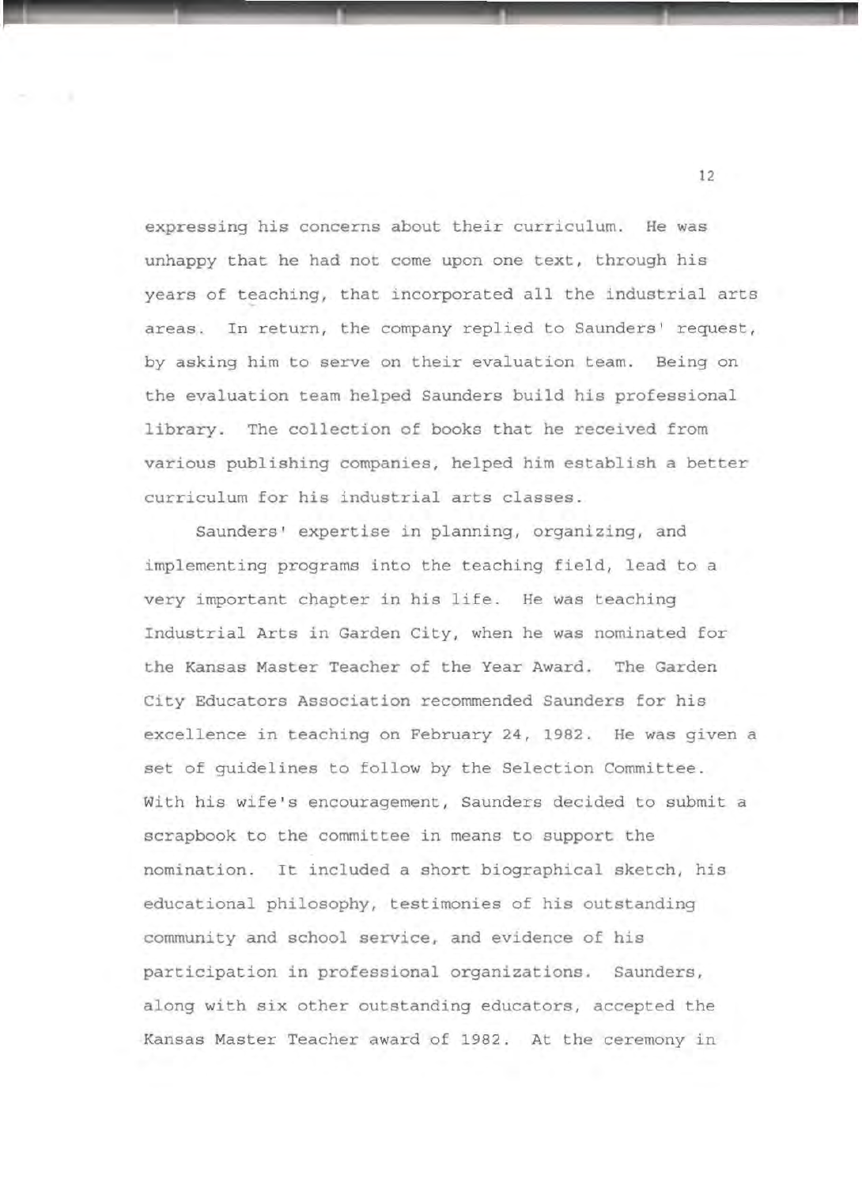expressing his concerns about their curriculum. He was unhappy that he had not come upon one text, through his years of teaching, that incorporated all the industrial arts areas. In return, the company replied to Saunders' request, by asking him to serve on their evaluation team. Being on the evaluation team helped Saunders build his professional library. The collection of books that he received from various publishing companies, helped him establish a better curriculum for his industrial arts classes.

Saunders' expertise in planning, organizing, and implementing programs into the teaching field, lead to a very important chapter in his life. He was teaching Industrial Arts in Garden City, when he was nominated for the Kansas Master Teacher of the Year Award. The Garden City Educators Association recommended Saunders for his excellence in teaching on February 24, 1982. He was given a set of guidelines to follow by the Selection Committee. With his wife's encouragement, Saunders decided to submit a scrapbook to the committee in means to support the nomination. It included a short biographical sketch, his educational philosophy, testimonies of his outstanding community and school service, and evidence of his participation in professional organizations. Saunders, along with six other outstanding educators, accepted the Kansas Master Teacher award of 1982. At the ceremony in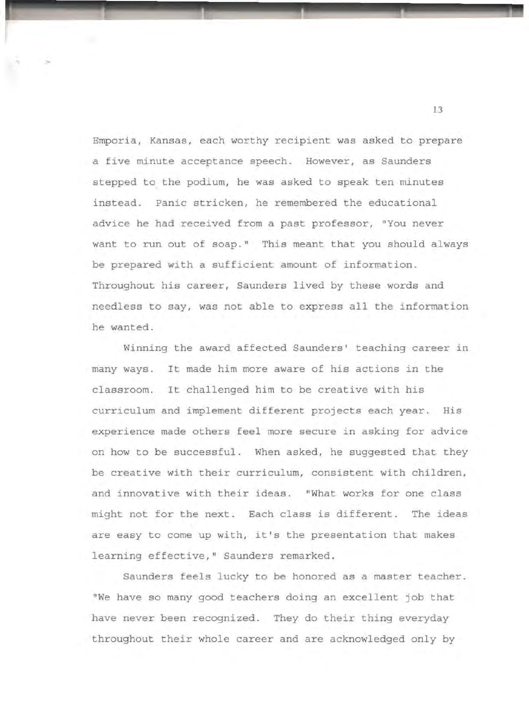Emporia, Kansas, each worthy recipient was asked to prepare a five minute acceptance speech. However, as Saunders stepped to the podium, he was asked to speak ten minutes instead. Panic stricken, he remembered the educational advice he had received from a past professor, "You never want to run out of soap." This meant that you should always be prepared with a sufficient amount of information. Throughout his career, Saunders lived by these words and needless to say, was not able to express all the information he wanted.

Winning the award affected Saunders' teaching career in many ways. It made him more aware of his actions in the classroom. It challenged him to be creative with his curriculum and implement different projects each year. His experience made others feel more secure in asking for advice on how to be successful. When asked, he suggested that they be creative with their curriculum, consistent with children, and innovative with their ideas. "What works for one class might not for the next. Each class is different. The ideas are easy to come up with, it's the presentation that makes learning effective," Saunders remarked.

Saunders feels lucky to be honored as a master teacher. "We have so many good teachers doing an excellent job that have never been recognized. They do their thing everyday throughout their whole career and are acknowledged only by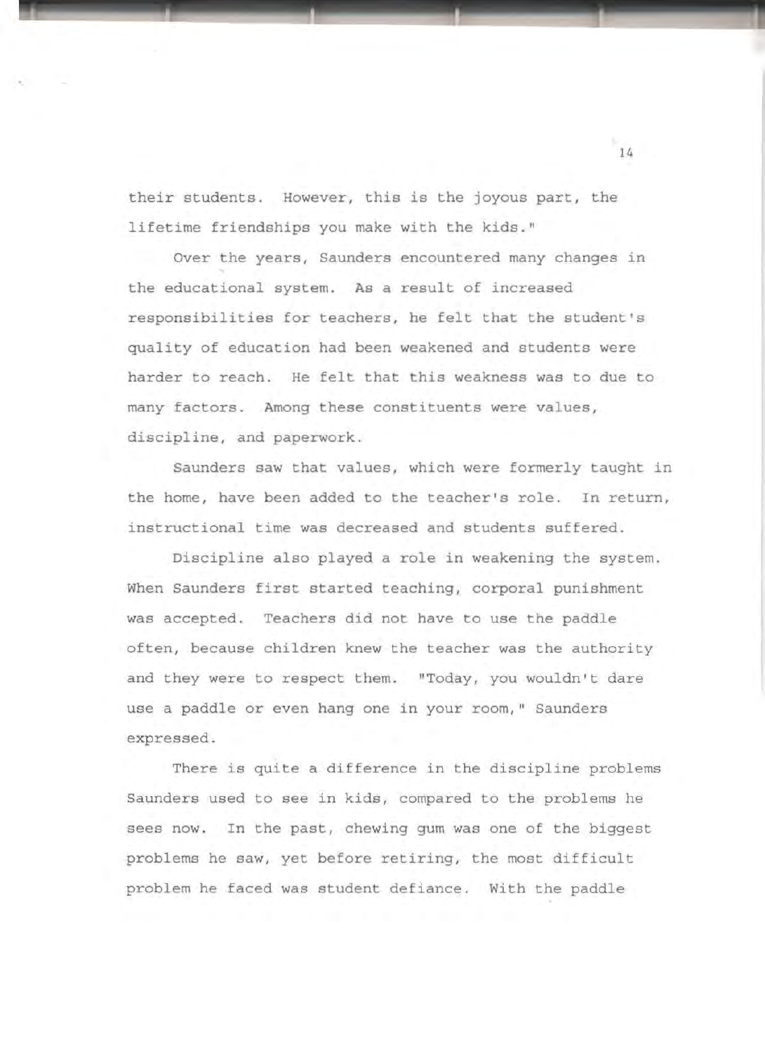their students. However, this is the joyous part, the lifetime friendships you make with the kids."

Over the years, Saunders encountered many changes in the educational system. As a result of increased responsibilities for teachers, he felt that the student's quality of education had been weakened and students were harder to reach. He felt that this weakness was to due to many factors. Among these constituents were values, discipline, and paperwork.

Saunders saw that values, which were formerly taught in the home, have been added to the teacher's role. In return, instructional time was decreased and students suffered.

Discipline also played a role in weakening the system. When Saunders first started teaching, corporal punishment was accepted. Teachers did not have to use the paddle often, because children knew the teacher was the authority and they were to respect them. "Today, you wouldn't dare use a paddle or even hang one in your room," Saunders expressed.

There is quite a difference in the discipline problems Saunders used to see in kids, compared to the problems he sees now. In the past, chewing gum was one of the biggest problems he saw, yet before retiring, the most difficult problem he faced was student defiance. With the paddle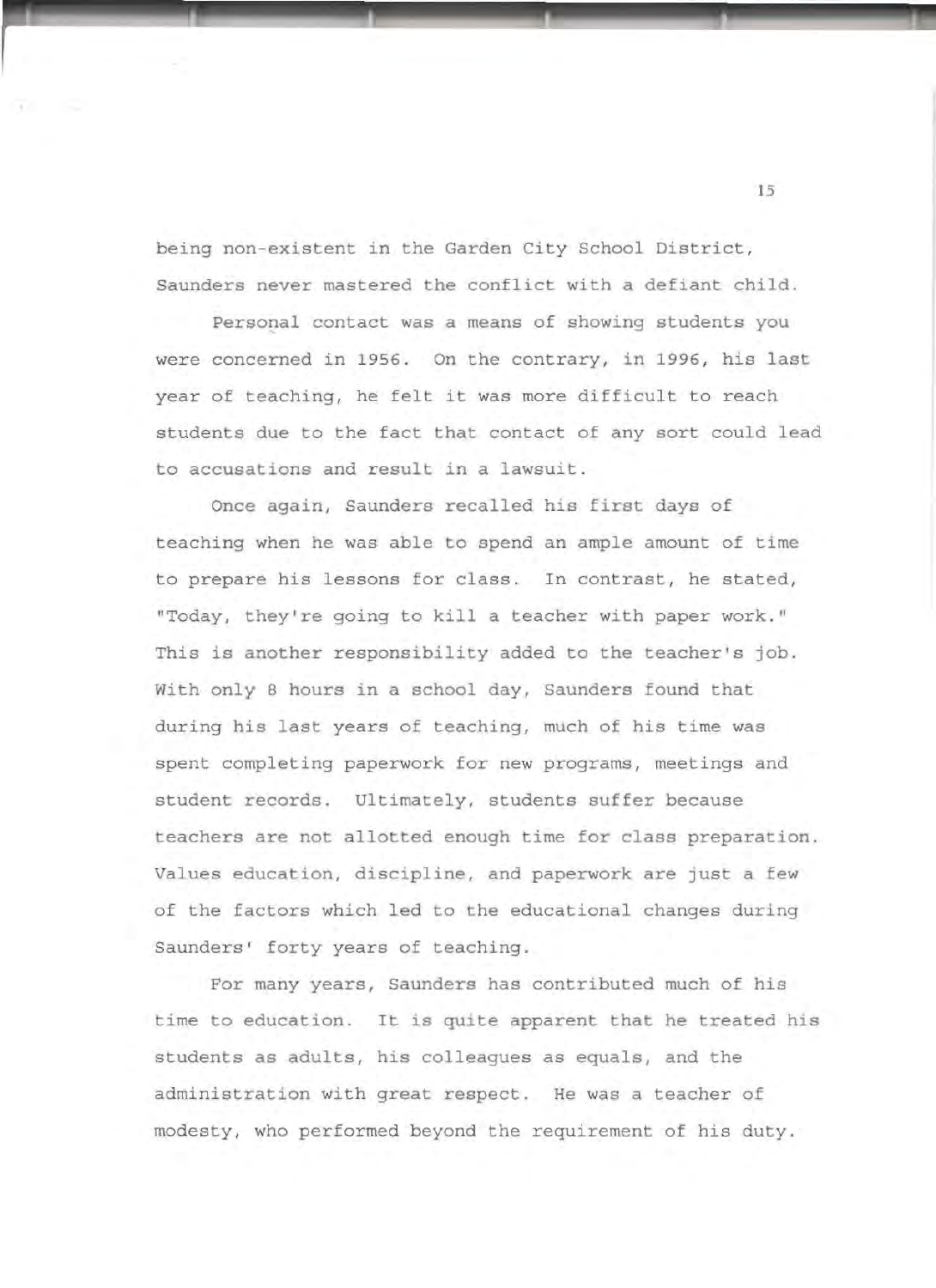being non-existent in the Garden City School District, Saunders never mastered the conflict with a defiant child.

Personal contact was a means of showing students you were concerned in 1956. On the contrary, in 1996, his last year of teaching, he felt it was more difficult to reach students due to the fact that contact of any sort could lead to accusations and result in a lawsuit.

Once again, Saunders recalled his first days of teaching when he was able to spend an ample amount of time to prepare his lessons for class. In contrast, he stated, "Today, they're going to kill a teacher with paper work." This is another responsibility added to the teacher's job. With only 8 hours in a school day, Saunders found that during his last years of teaching, much of his time was spent completing paperwork for new programs, meetings and student records. Ultimately, students suffer because teachers are not allotted enough time for class preparation. Values education, discipline, and paperwork are just a few of the factors which led to the educational changes during Saunders' forty years of teaching.

For many years, Saunders has contributed much of his time to education. It is quite apparent that he treated his students as adults, his colleagues as equals, and the administration with great respect. He was a teacher of modesty, who performed beyond the requirement of his duty.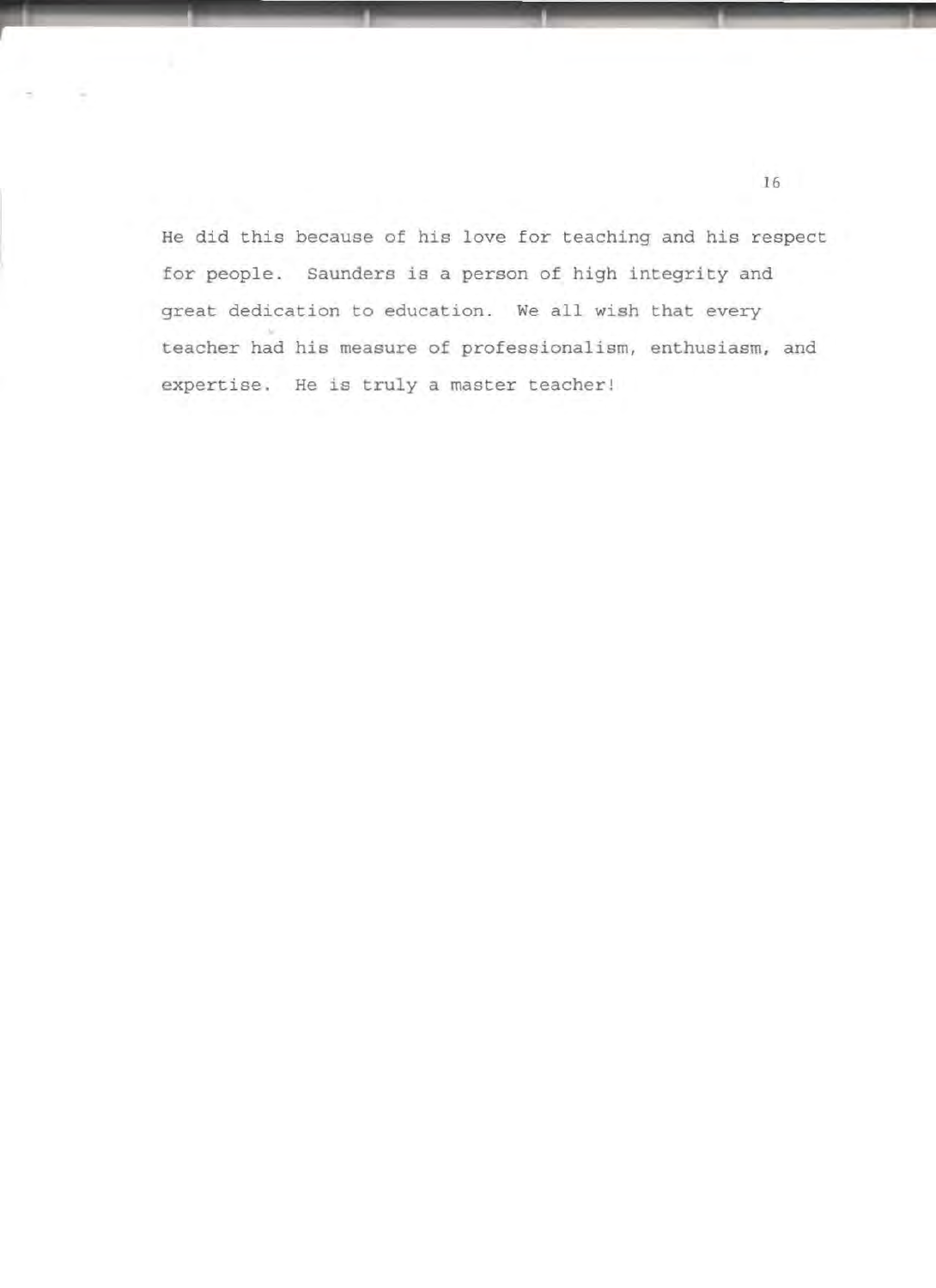He did this because of his love for teaching and his respect for people. Saunders is a person of high integrity and great dedication to education. We all wish that every teacher had his measure of professionalism, enthusiasm, and expertise. He is truly a master teacher!